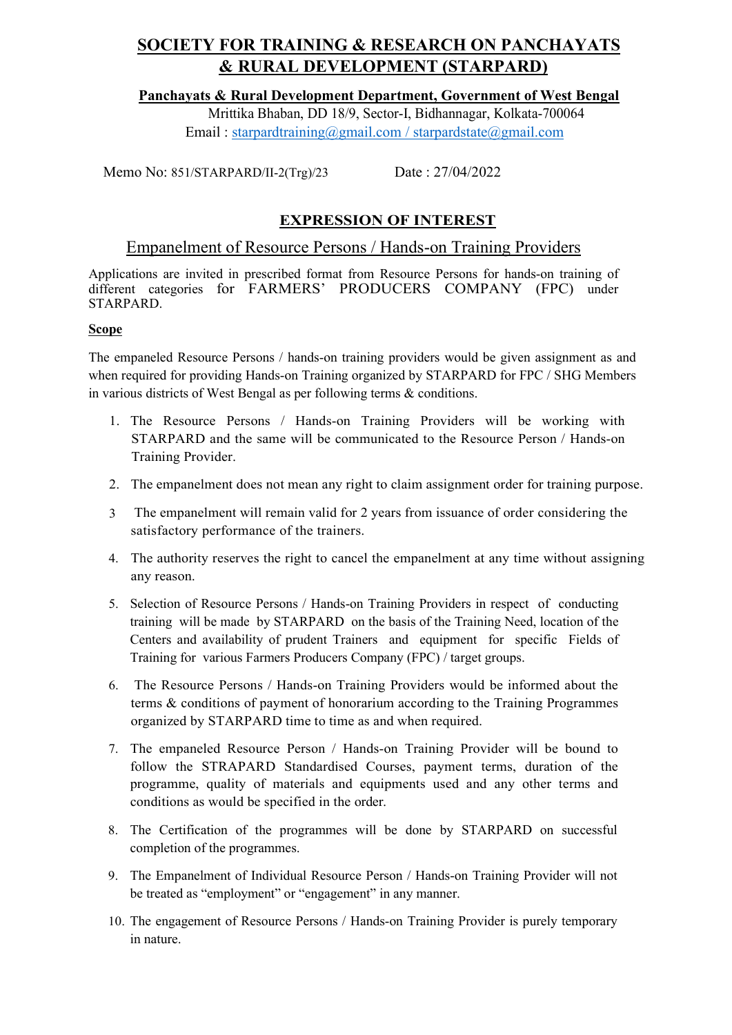# SOCIETY FOR TRAINING & RESEARCH ON PANCHAYATS & RURAL DEVELOPMENT (STARPARD)

**Panchayats & Rural Development Department, Government of West Bengal**

Mrittika Bhaban, DD 18/9, Sector-I, Bidhannagar, Kolkata-700064

Email : starpardtraining@gmail.com / starpardstate@gmail.com

Memo No: 851/STARPARD/II-2(Trg)/23 Date : 27/04/2022

## EXPRESSION OF INTEREST

### Empanelment of Resource Persons / Hands-on Training Providers

Applications are invited in prescribed format from Resource Persons for hands-on training of different categories for FARMERS' PRODUCERS COMPANY (FPC) under STARPARD.

**Scope**

The empaneled Resource Persons / hands-on training providers would be given assignment as and when required for providing Hands-on Training organized by STARPARD for FPC / SHG Members in various districts of West Bengal as per following terms & conditions.

1. The Resource Persons / Hands-on Training Providers will be working with STARPARD and the same will be communicated to the Resource Person / Hands-on Training Provider.
2. The empanelment does not mean any right to claim assignment order for training purpose.
3. The empanelment will remain valid for 2 years from issuance of order considering the satisfactory performance of the trainers.
4. The authority reserves the right to cancel the empanelment at any time without assigning any reason.
5. Selection of Resource Persons / Hands-on Training Providers in respect of conducting training will be made by STARPARD on the basis of the Training Need, location of the Centers and availability of prudent Trainers and equipment for specific Fields of Training for various Farmers Producers Company (FPC) / target groups.
6. The Resource Persons / Hands-on Training Providers would be informed about the terms & conditions of payment of honorarium according to the Training Programmes organized by STARPARD time to time as and when required.
7. The empaneled Resource Person / Hands-on Training Provider will be bound to follow the STRAPARD Standardised Courses, payment terms, duration of the programme, quality of materials and equipments used and any other terms and conditions as would be specified in the order.
8. The Certification of the programmes will be done by STARPARD on successful completion of the programmes.
9. The Empanelment of Individual Resource Person / Hands-on Training Provider will not be treated as "employment" or "engagement" in any manner.
10. The engagement of Resource Persons / Hands-on Training Provider is purely temporary in nature.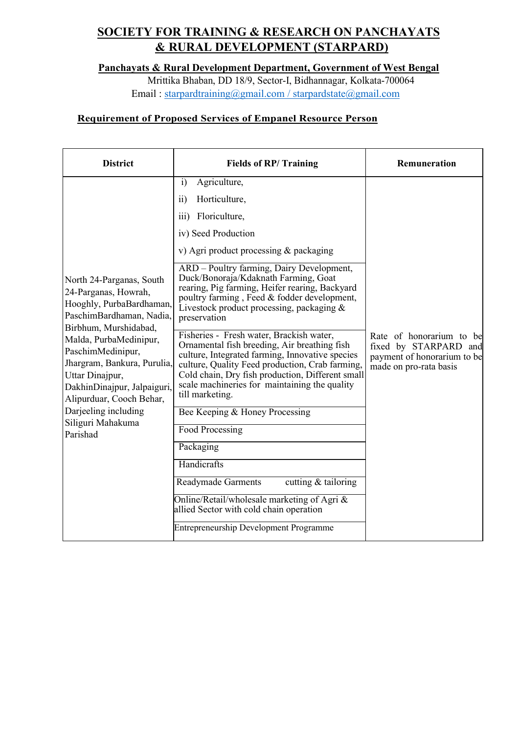# SOCIETY FOR TRAINING & RESEARCH ON PANCHAYATS & RURAL DEVELOPMENT (STARPARD)

**Panchayats & Rural Development Department, Government of West Bengal**

Mrittika Bhaban, DD 18/9, Sector-I, Bidhannagar, Kolkata-700064

Email : starpardtraining@gmail.com / starpardstate@gmail.com

**Requirement of Proposed Services of Empanel Resource Person**

| District | Fields of RP/ Training | Remuneration |
|---|---|---|
| North 24-Parganas, South 24-Parganas, Howrah, Hooghly, PurbaBardhaman, PaschimBardhaman, Nadia, Birbhum, Murshidabad, Malda, PurbaMedinipur, PaschimMedinipur, Jhargram, Bankura, Purulia, Uttar Dinajpur, DakhinDinajpur, Jalpaiguri, Alipurduar, Cooch Behar, Darjeeling including Siliguri Mahakuma Parishad | i) Agriculture, ii) Horticulture, iii) Floriculture, iv) Seed Production v) Agri product processing & packaging | Rate of honorarium to be fixed by STARPARD and payment of honorarium to be made on pro-rata basis |
| | ARD – Poultry farming, Dairy Development, Duck/Bonoraja/Kdaknath Farming, Goat rearing, Pig farming, Heifer rearing, Backyard poultry farming , Feed & fodder development, Livestock product processing, packaging & preservation | |
| | Fisheries - Fresh water, Brackish water, Ornamental fish breeding, Air breathing fish culture, Integrated farming, Innovative species culture, Quality Feed production, Crab farming, Cold chain, Dry fish production, Different small scale machineries for maintaining the quality till marketing. | |
| | Bee Keeping & Honey Processing | |
| | Food Processing | |
| | Packaging | |
| | Handicrafts | |
| | Readymade Garments cutting & tailoring | |
| | Online/Retail/wholesale marketing of Agri & allied Sector with cold chain operation | |
| | Entrepreneurship Development Programme | |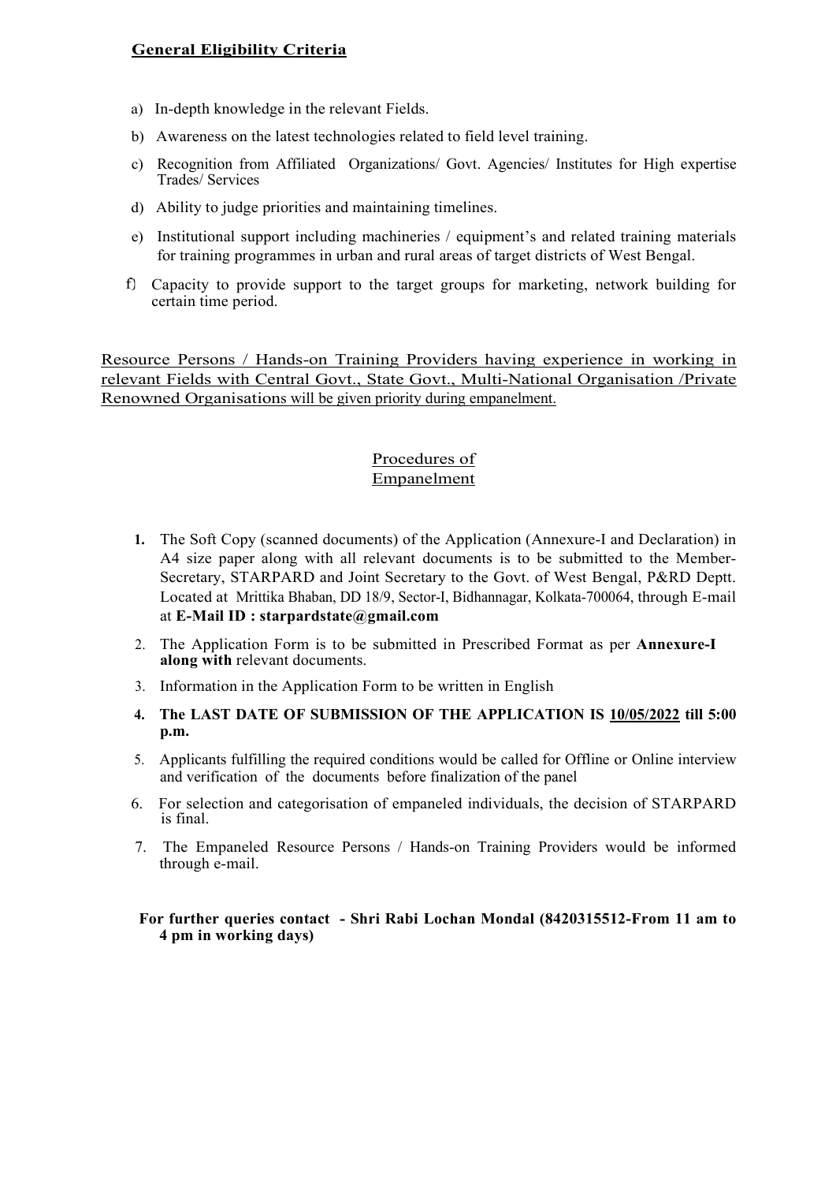## General Eligibility Criteria

a) In-depth knowledge in the relevant Fields.

b) Awareness on the latest technologies related to field level training.

c) Recognition from Affiliated Organizations/ Govt. Agencies/ Institutes for High expertise Trades/ Services

d) Ability to judge priorities and maintaining timelines.

e) Institutional support including machineries / equipment's and related training materials for training programmes in urban and rural areas of target districts of West Bengal.

f) Capacity to provide support to the target groups for marketing, network building for certain time period.

Resource Persons / Hands-on Training Providers having experience in working in relevant Fields with Central Govt., State Govt., Multi-National Organisation /Private Renowned Organisations will be given priority during empanelment.

## Procedures of Empanelment

1. The Soft Copy (scanned documents) of the Application (Annexure-I and Declaration) in A4 size paper along with all relevant documents is to be submitted to the Member-Secretary, STARPARD and Joint Secretary to the Govt. of West Bengal, P&RD Deptt. Located at Mrittika Bhaban, DD 18/9, Sector-I, Bidhannagar, Kolkata-700064, through E-mail at **E-Mail ID : starpardstate@gmail.com**
2. The Application Form is to be submitted in Prescribed Format as per **Annexure-I along with** relevant documents.
3. Information in the Application Form to be written in English
4. **The LAST DATE OF SUBMISSION OF THE APPLICATION IS 10/05/2022 till 5:00 p.m.**
5. Applicants fulfilling the required conditions would be called for Offline or Online interview and verification of the documents before finalization of the panel
6. For selection and categorisation of empaneled individuals, the decision of STARPARD is final.
7. The Empaneled Resource Persons / Hands-on Training Providers would be informed through e-mail.

**For further queries contact - Shri Rabi Lochan Mondal (8420315512-From 11 am to 4 pm in working days)**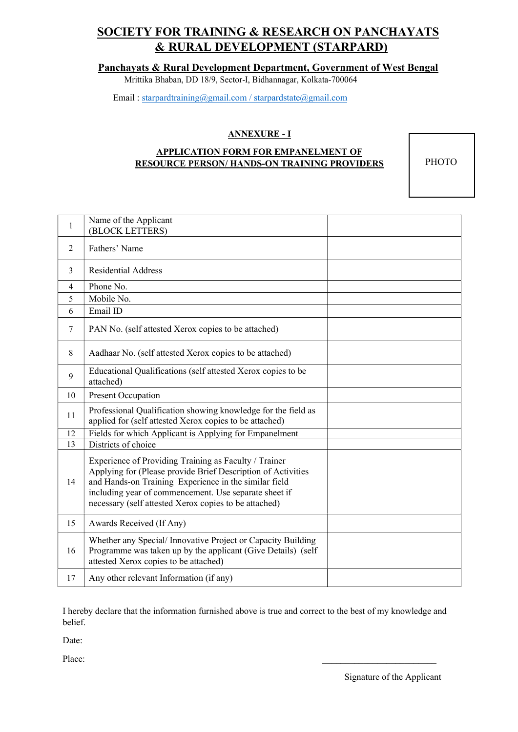# SOCIETY FOR TRAINING & RESEARCH ON PANCHAYATS & RURAL DEVELOPMENT (STARPARD)

**Panchayats & Rural Development Department, Government of West Bengal**

Mrittika Bhaban, DD 18/9, Sector-I, Bidhannagar, Kolkata-700064

Email : starpardtraining@gmail.com / starpardstate@gmail.com

## ANNEXURE - I

### APPLICATION FORM FOR EMPANELMENT OF RESOURCE PERSON/ HANDS-ON TRAINING PROVIDERS

PHOTO

| | | |
|---|---|---|
| 1 | Name of the Applicant (BLOCK LETTERS) | |
| 2 | Fathers' Name | |
| 3 | Residential Address | |
| 4 | Phone No. | |
| 5 | Mobile No. | |
| 6 | Email ID | |
| 7 | PAN No. (self attested Xerox copies to be attached) | |
| 8 | Aadhaar No. (self attested Xerox copies to be attached) | |
| 9 | Educational Qualifications (self attested Xerox copies to be attached) | |
| 10 | Present Occupation | |
| 11 | Professional Qualification showing knowledge for the field as applied for (self attested Xerox copies to be attached) | |
| 12 | Fields for which Applicant is Applying for Empanelment | |
| 13 | Districts of choice | |
| 14 | Experience of Providing Training as Faculty / Trainer Applying for (Please provide Brief Description of Activities and Hands-on Training Experience in the similar field including year of commencement. Use separate sheet if necessary (self attested Xerox copies to be attached) | |
| 15 | Awards Received (If Any) | |
| 16 | Whether any Special/ Innovative Project or Capacity Building Programme was taken up by the applicant (Give Details) (self attested Xerox copies to be attached) | |
| 17 | Any other relevant Information (if any) | |

I hereby declare that the information furnished above is true and correct to the best of my knowledge and belief.

Date:

Place:

\_\_\_\_\_\_\_\_\_\_\_\_\_\_\_\_\_\_\_\_\_\_\_\_\_\_

Signature of the Applicant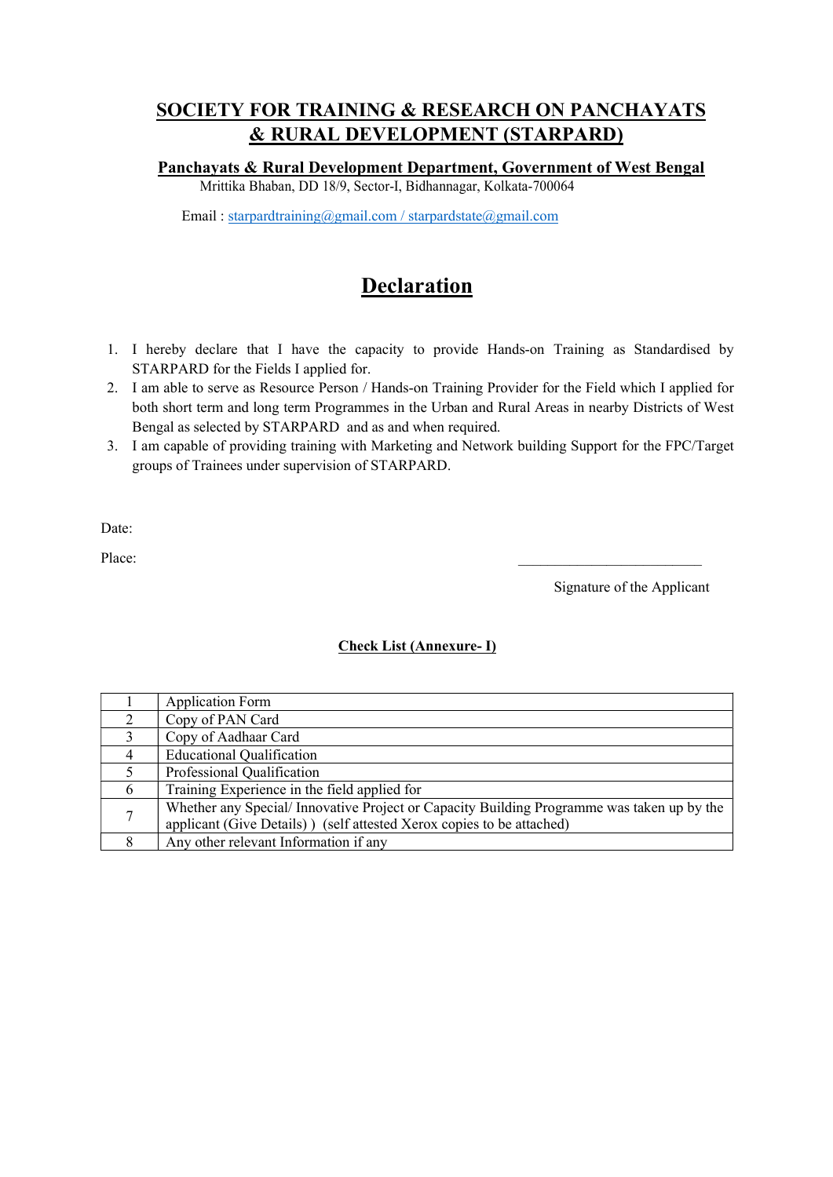# SOCIETY FOR TRAINING & RESEARCH ON PANCHAYATS & RURAL DEVELOPMENT (STARPARD)

**Panchayats & Rural Development Department, Government of West Bengal**

Mrittika Bhaban, DD 18/9, Sector-I, Bidhannagar, Kolkata-700064

Email : starpardtraining@gmail.com / starpardstate@gmail.com

## Declaration

1. I hereby declare that I have the capacity to provide Hands-on Training as Standardised by STARPARD for the Fields I applied for.
2. I am able to serve as Resource Person / Hands-on Training Provider for the Field which I applied for both short term and long term Programmes in the Urban and Rural Areas in nearby Districts of West Bengal as selected by STARPARD and as and when required.
3. I am capable of providing training with Marketing and Network building Support for the FPC/Target groups of Trainees under supervision of STARPARD.

Date:

Place:

Signature of the Applicant

**Check List (Annexure- I)**

| | |
|---|---|
| 1 | Application Form |
| 2 | Copy of PAN Card |
| 3 | Copy of Aadhaar Card |
| 4 | Educational Qualification |
| 5 | Professional Qualification |
| 6 | Training Experience in the field applied for |
| 7 | Whether any Special/ Innovative Project or Capacity Building Programme was taken up by the applicant (Give Details) ) (self attested Xerox copies to be attached) |
| 8 | Any other relevant Information if any |